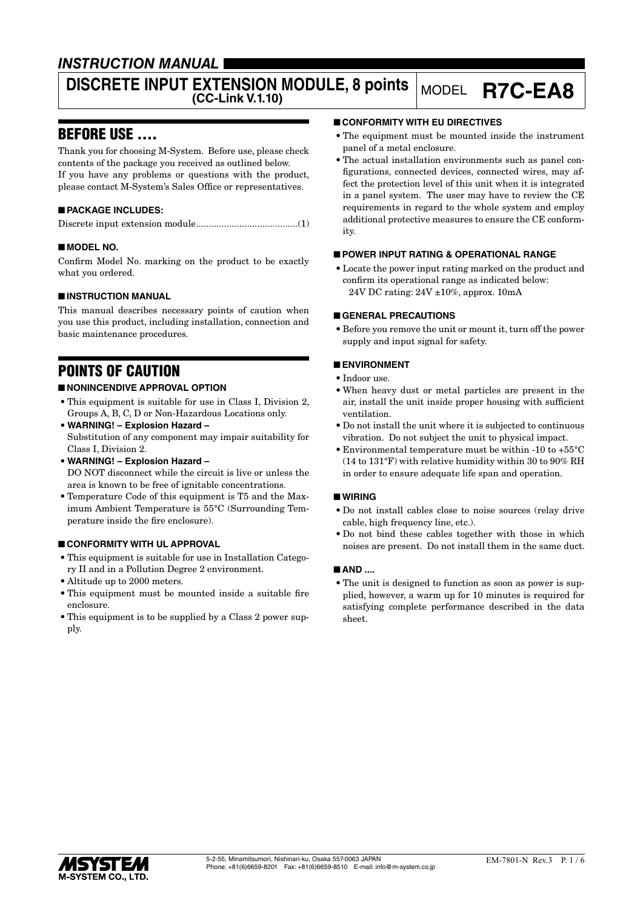***INSTRUCTION MANUAL***

# DISCRETE INPUT EXTENSION MODULE, 8 points (CC-Link V.1.10)

MODEL **R7C-EA8**

## BEFORE USE ....

Thank you for choosing M-System. Before use, please check contents of the package you received as outlined below.
If you have any problems or questions with the product, please contact M-System's Sales Office or representatives.

### ■ PACKAGE INCLUDES:

Discrete input extension module........................................(1)

### ■ MODEL NO.

Confirm Model No. marking on the product to be exactly what you ordered.

### ■ INSTRUCTION MANUAL

This manual describes necessary points of caution when you use this product, including installation, connection and basic maintenance procedures.

## POINTS OF CAUTION

### ■ NONINCENDIVE APPROVAL OPTION

- This equipment is suitable for use in Class I, Division 2, Groups A, B, C, D or Non-Hazardous Locations only.
- **WARNING! – Explosion Hazard –**
  Substitution of any component may impair suitability for Class I, Division 2.
- **WARNING! – Explosion Hazard –**
  DO NOT disconnect while the circuit is live or unless the area is known to be free of ignitable concentrations.
- Temperature Code of this equipment is T5 and the Maximum Ambient Temperature is 55°C (Surrounding Temperature inside the fire enclosure).

### ■ CONFORMITY WITH UL APPROVAL

- This equipment is suitable for use in Installation Category II and in a Pollution Degree 2 environment.
- Altitude up to 2000 meters.
- This equipment must be mounted inside a suitable fire enclosure.
- This equipment is to be supplied by a Class 2 power supply.

### ■ CONFORMITY WITH EU DIRECTIVES

- The equipment must be mounted inside the instrument panel of a metal enclosure.
- The actual installation environments such as panel configurations, connected devices, connected wires, may affect the protection level of this unit when it is integrated in a panel system. The user may have to review the CE requirements in regard to the whole system and employ additional protective measures to ensure the CE conformity.

### ■ POWER INPUT RATING & OPERATIONAL RANGE

- Locate the power input rating marked on the product and confirm its operational range as indicated below:
  24V DC rating: 24V ±10%, approx. 10mA

### ■ GENERAL PRECAUTIONS

- Before you remove the unit or mount it, turn off the power supply and input signal for safety.

### ■ ENVIRONMENT

- Indoor use.
- When heavy dust or metal particles are present in the air, install the unit inside proper housing with sufficient ventilation.
- Do not install the unit where it is subjected to continuous vibration. Do not subject the unit to physical impact.
- Environmental temperature must be within -10 to +55°C (14 to 131°F) with relative humidity within 30 to 90% RH in order to ensure adequate life span and operation.

### ■ WIRING

- Do not install cables close to noise sources (relay drive cable, high frequency line, etc.).
- Do not bind these cables together with those in which noises are present. Do not install them in the same duct.

### ■ AND ....

- The unit is designed to function as soon as power is supplied, however, a warm up for 10 minutes is required for satisfying complete performance described in the data sheet.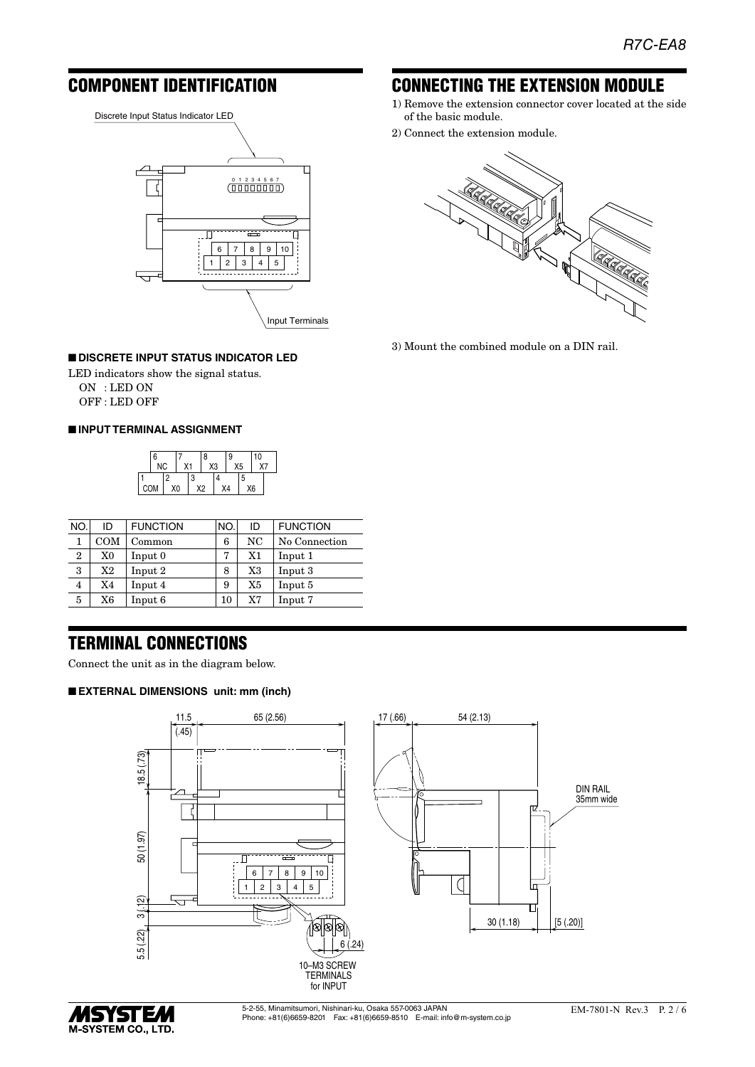## COMPONENT IDENTIFICATION

Discrete Input Status Indicator LED

Input Terminals

### ■ DISCRETE INPUT STATUS INDICATOR LED

LED indicators show the signal status.

ON : LED ON
OFF : LED OFF

### ■ INPUT TERMINAL ASSIGNMENT

| NO. | ID | FUNCTION | NO. | ID | FUNCTION |
|---|---|---|---|---|---|
| 1 | COM | Common | 6 | NC | No Connection |
| 2 | X0 | Input 0 | 7 | X1 | Input 1 |
| 3 | X2 | Input 2 | 8 | X3 | Input 3 |
| 4 | X4 | Input 4 | 9 | X5 | Input 5 |
| 5 | X6 | Input 6 | 10 | X7 | Input 7 |

## CONNECTING THE EXTENSION MODULE

1) Remove the extension connector cover located at the side of the basic module.
2) Connect the extension module.
3) Mount the combined module on a DIN rail.

## TERMINAL CONNECTIONS

Connect the unit as in the diagram below.

### ■ EXTERNAL DIMENSIONS unit: mm (inch)

10–M3 SCREW TERMINALS for INPUT

DIN RAIL 35mm wide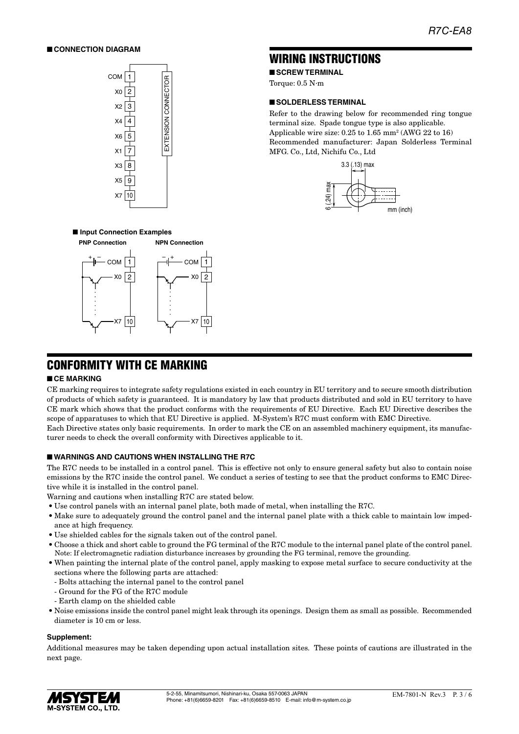### ■ CONNECTION DIAGRAM

| Signal | Terminal |
|---|---|
| COM | 1 |
| X0 | 2 |
| X2 | 3 |
| X4 | 4 |
| X6 | 5 |
| X1 | 7 |
| X3 | 8 |
| X5 | 9 |
| X7 | 10 |

EXTENSION CONNECTOR

### ■ Input Connection Examples

**PNP Connection** **NPN Connection**

## WIRING INSTRUCTIONS

### ■ SCREW TERMINAL

Torque: 0.5 N·m

### ■ SOLDERLESS TERMINAL

Refer to the drawing below for recommended ring tongue terminal size. Spade tongue type is also applicable.
Applicable wire size: 0.25 to 1.65 mm² (AWG 22 to 16)
Recommended manufacturer: Japan Solderless Terminal MFG. Co., Ltd, Nichifu Co., Ltd

3.3 (.13) max
6 (.24) max
mm (inch)

## CONFORMITY WITH CE MARKING

### ■ CE MARKING

CE marking requires to integrate safety regulations existed in each country in EU territory and to secure smooth distribution of products of which safety is guaranteed. It is mandatory by law that products distributed and sold in EU territory to have CE mark which shows that the product conforms with the requirements of EU Directive. Each EU Directive describes the scope of apparatuses to which that EU Directive is applied. M-System's R7C must conform with EMC Directive.
Each Directive states only basic requirements. In order to mark the CE on an assembled machinery equipment, its manufacturer needs to check the overall conformity with Directives applicable to it.

### ■ WARNINGS AND CAUTIONS WHEN INSTALLING THE R7C

The R7C needs to be installed in a control panel. This is effective not only to ensure general safety but also to contain noise emissions by the R7C inside the control panel. We conduct a series of testing to see that the product conforms to EMC Directive while it is installed in the control panel.
Warning and cautions when installing R7C are stated below.

- Use control panels with an internal panel plate, both made of metal, when installing the R7C.
- Make sure to adequately ground the control panel and the internal panel plate with a thick cable to maintain low impedance at high frequency.
- Use shielded cables for the signals taken out of the control panel.
- Choose a thick and short cable to ground the FG terminal of the R7C module to the internal panel plate of the control panel.
  Note: If electromagnetic radiation disturbance increases by grounding the FG terminal, remove the grounding.
- When painting the internal plate of the control panel, apply masking to expose metal surface to secure conductivity at the sections where the following parts are attached:
  - Bolts attaching the internal panel to the control panel
  - Ground for the FG of the R7C module
  - Earth clamp on the shielded cable
- Noise emissions inside the control panel might leak through its openings. Design them as small as possible. Recommended diameter is 10 cm or less.

**Supplement:**

Additional measures may be taken depending upon actual installation sites. These points of cautions are illustrated in the next page.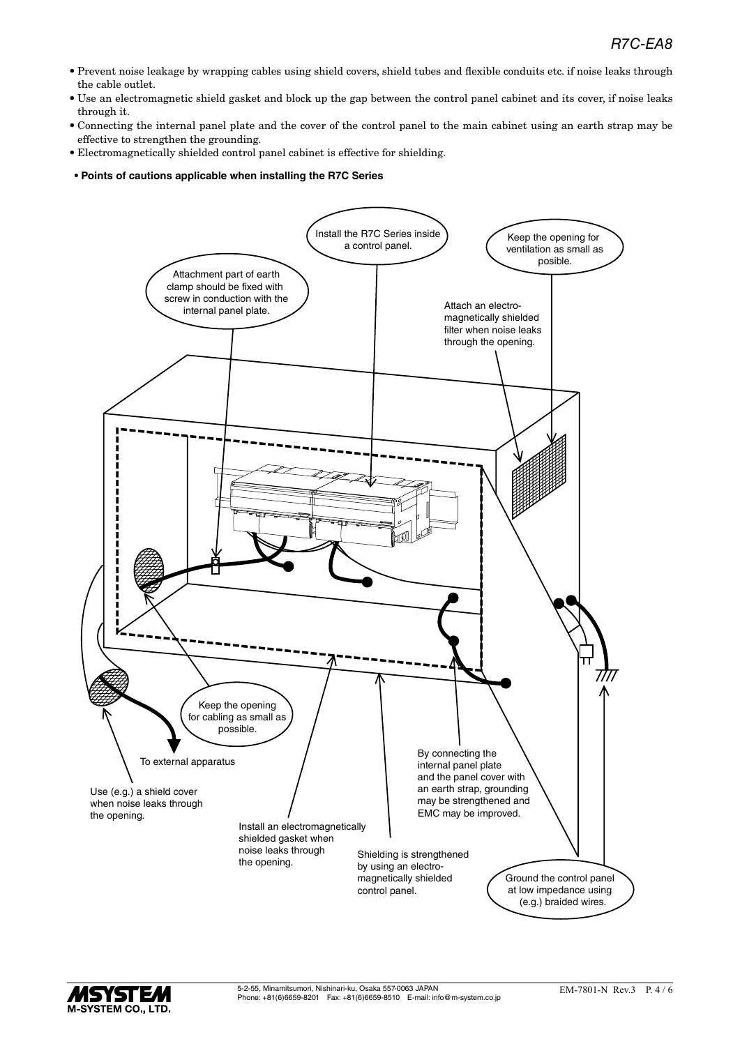- Prevent noise leakage by wrapping cables using shield covers, shield tubes and flexible conduits etc. if noise leaks through the cable outlet.
- Use an electromagnetic shield gasket and block up the gap between the control panel cabinet and its cover, if noise leaks through it.
- Connecting the internal panel plate and the cover of the control panel to the main cabinet using an earth strap may be effective to strengthen the grounding.
- Electromagnetically shielded control panel cabinet is effective for shielding.

**• Points of cautions applicable when installing the R7C Series**

Install the R7C Series inside a control panel.

Keep the opening for ventilation as small as posible.

Attachment part of earth clamp should be fixed with screw in conduction with the internal panel plate.

Attach an electro-magnetically shielded filter when noise leaks through the opening.

Keep the opening for cabling as small as possible.

To external apparatus

Use (e.g.) a shield cover when noise leaks through the opening.

Install an electromagnetically shielded gasket when noise leaks through the opening.

Shielding is strengthened by using an electro-magnetically shielded control panel.

By connecting the internal panel plate and the panel cover with an earth strap, grounding may be strengthened and EMC may be improved.

Ground the control panel at low impedance using (e.g.) braided wires.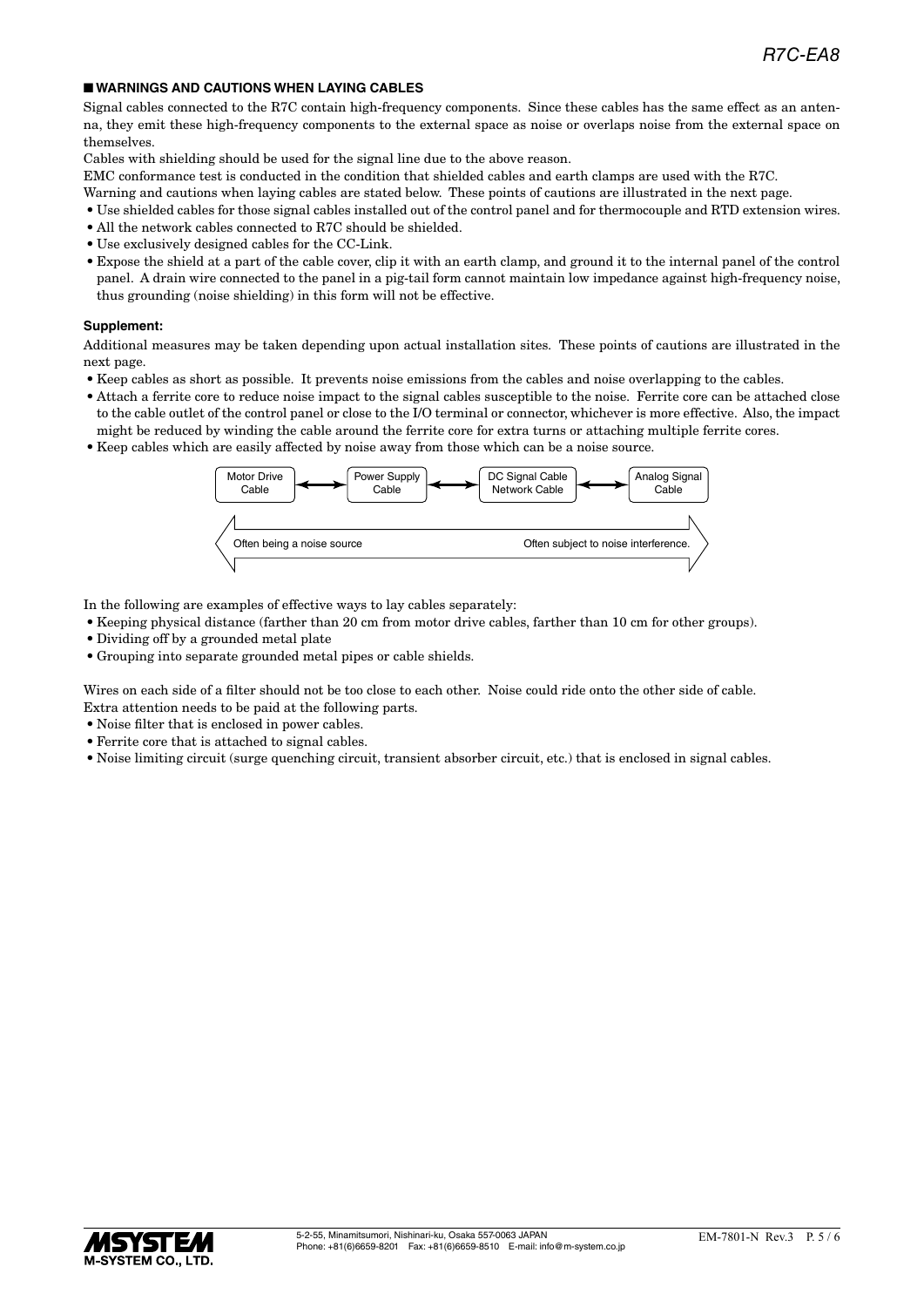## ■ WARNINGS AND CAUTIONS WHEN LAYING CABLES

Signal cables connected to the R7C contain high-frequency components. Since these cables has the same effect as an antenna, they emit these high-frequency components to the external space as noise or overlaps noise from the external space on themselves.

Cables with shielding should be used for the signal line due to the above reason.

EMC conformance test is conducted in the condition that shielded cables and earth clamps are used with the R7C.

Warning and cautions when laying cables are stated below. These points of cautions are illustrated in the next page.

- Use shielded cables for those signal cables installed out of the control panel and for thermocouple and RTD extension wires.
- All the network cables connected to R7C should be shielded.
- Use exclusively designed cables for the CC-Link.
- Expose the shield at a part of the cable cover, clip it with an earth clamp, and ground it to the internal panel of the control panel. A drain wire connected to the panel in a pig-tail form cannot maintain low impedance against high-frequency noise, thus grounding (noise shielding) in this form will not be effective.

### Supplement:

Additional measures may be taken depending upon actual installation sites. These points of cautions are illustrated in the next page.

- Keep cables as short as possible. It prevents noise emissions from the cables and noise overlapping to the cables.
- Attach a ferrite core to reduce noise impact to the signal cables susceptible to the noise. Ferrite core can be attached close to the cable outlet of the control panel or close to the I/O terminal or connector, whichever is more effective. Also, the impact might be reduced by winding the cable around the ferrite core for extra turns or attaching multiple ferrite cores.
- Keep cables which are easily affected by noise away from those which can be a noise source.

Motor Drive Cable ↔ Power Supply Cable ↔ DC Signal Cable / Network Cable ↔ Analog Signal Cable

Often being a noise source ⟷ Often subject to noise interference.

In the following are examples of effective ways to lay cables separately:

- Keeping physical distance (farther than 20 cm from motor drive cables, farther than 10 cm for other groups).
- Dividing off by a grounded metal plate
- Grouping into separate grounded metal pipes or cable shields.

Wires on each side of a filter should not be too close to each other. Noise could ride onto the other side of cable.

Extra attention needs to be paid at the following parts.

- Noise filter that is enclosed in power cables.
- Ferrite core that is attached to signal cables.
- Noise limiting circuit (surge quenching circuit, transient absorber circuit, etc.) that is enclosed in signal cables.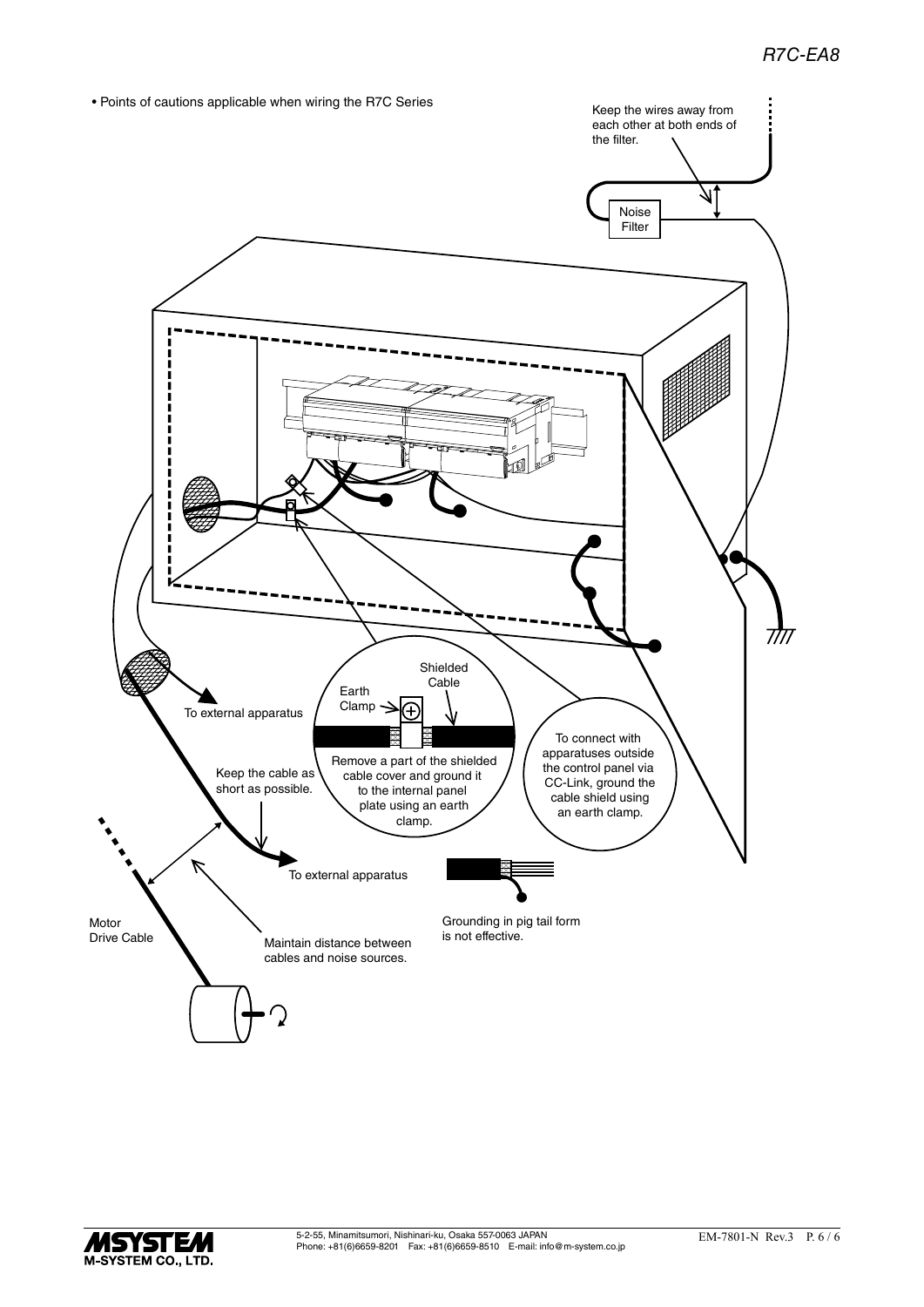• Points of cautions applicable when wiring the R7C Series

Keep the wires away from each other at both ends of the filter.

Noise Filter

Shielded Cable

Earth Clamp

Remove a part of the shielded cable cover and ground it to the internal panel plate using an earth clamp.

To connect with apparatuses outside the control panel via CC-Link, ground the cable shield using an earth clamp.

To external apparatus

Keep the cable as short as possible.

To external apparatus

Motor Drive Cable

Maintain distance between cables and noise sources.

Grounding in pig tail form is not effective.